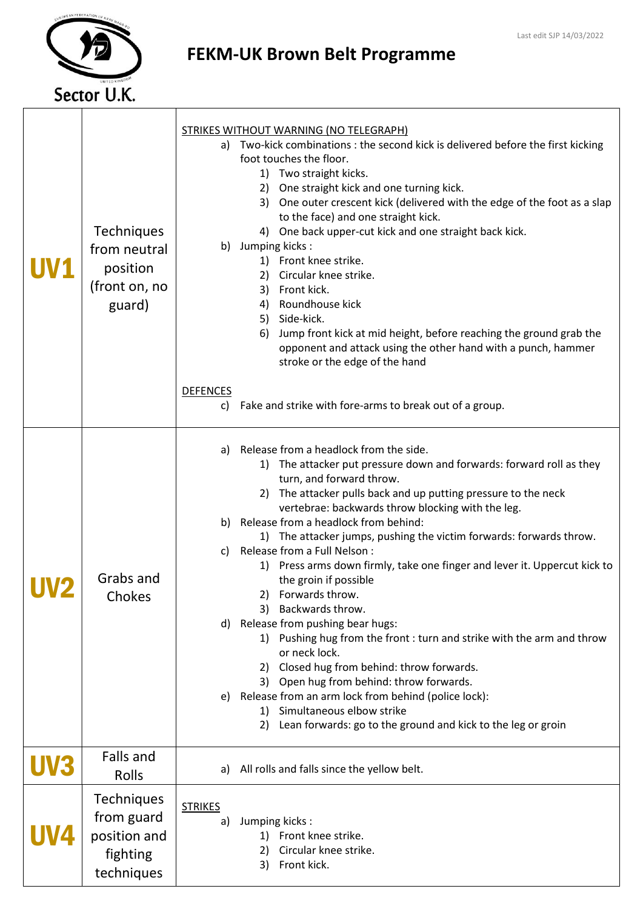Last edit SJP 14/03/2022

Sector U.K.

# FEKM-UK Brown Belt Programme

| | | |
|---|---|---|
| **UV1** | Techniques from neutral position (front on, no guard) | STRIKES WITHOUT WARNING (NO TELEGRAPH)<br>a) Two-kick combinations : the second kick is delivered before the first kicking foot touches the floor.<br>1) Two straight kicks.<br>2) One straight kick and one turning kick.<br>3) One outer crescent kick (delivered with the edge of the foot as a slap to the face) and one straight kick.<br>4) One back upper-cut kick and one straight back kick.<br>b) Jumping kicks :<br>1) Front knee strike.<br>2) Circular knee strike.<br>3) Front kick.<br>4) Roundhouse kick<br>5) Side-kick.<br>6) Jump front kick at mid height, before reaching the ground grab the opponent and attack using the other hand with a punch, hammer stroke or the edge of the hand<br><br>DEFENCES<br>c) Fake and strike with fore-arms to break out of a group. |
| **UV2** | Grabs and Chokes | a) Release from a headlock from the side.<br>1) The attacker put pressure down and forwards: forward roll as they turn, and forward throw.<br>2) The attacker pulls back and up putting pressure to the neck vertebrae: backwards throw blocking with the leg.<br>b) Release from a headlock from behind:<br>1) The attacker jumps, pushing the victim forwards: forwards throw.<br>c) Release from a Full Nelson :<br>1) Press arms down firmly, take one finger and lever it. Uppercut kick to the groin if possible<br>2) Forwards throw.<br>3) Backwards throw.<br>d) Release from pushing bear hugs:<br>1) Pushing hug from the front : turn and strike with the arm and throw or neck lock.<br>2) Closed hug from behind: throw forwards.<br>3) Open hug from behind: throw forwards.<br>e) Release from an arm lock from behind (police lock):<br>1) Simultaneous elbow strike<br>2) Lean forwards: go to the ground and kick to the leg or groin |
| **UV3** | Falls and Rolls | a) All rolls and falls since the yellow belt. |
| **UV4** | Techniques from guard position and fighting techniques | STRIKES<br>a) Jumping kicks :<br>1) Front knee strike.<br>2) Circular knee strike.<br>3) Front kick. |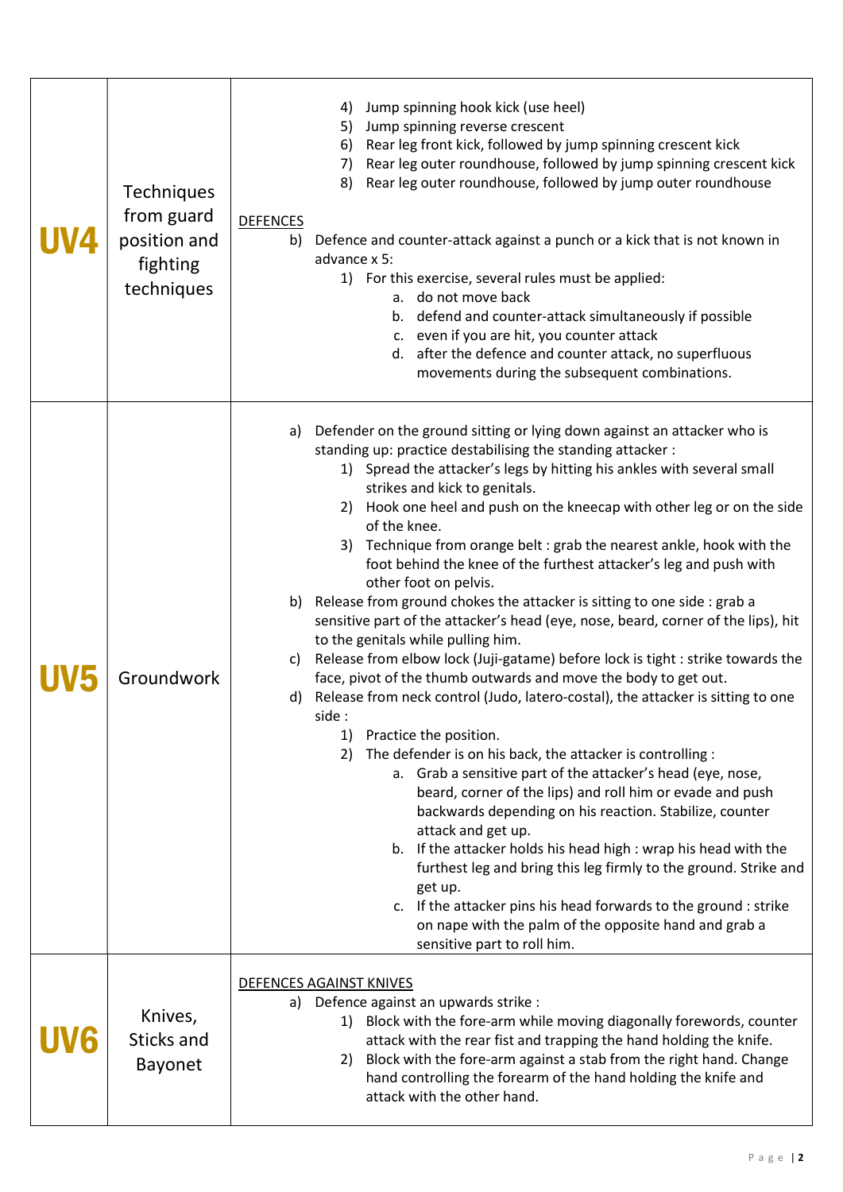| | | |
|---|---|---|
| **UV4** | Techniques from guard position and fighting techniques | 4) Jump spinning hook kick (use heel)<br>5) Jump spinning reverse crescent<br>6) Rear leg front kick, followed by jump spinning crescent kick<br>7) Rear leg outer roundhouse, followed by jump spinning crescent kick<br>8) Rear leg outer roundhouse, followed by jump outer roundhouse<br><br><u>DEFENCES</u><br>b) Defence and counter-attack against a punch or a kick that is not known in advance x 5:<br>1) For this exercise, several rules must be applied:<br>a. do not move back<br>b. defend and counter-attack simultaneously if possible<br>c. even if you are hit, you counter attack<br>d. after the defence and counter attack, no superfluous movements during the subsequent combinations. |
| **UV5** | Groundwork | a) Defender on the ground sitting or lying down against an attacker who is standing up: practice destabilising the standing attacker :<br>1) Spread the attacker's legs by hitting his ankles with several small strikes and kick to genitals.<br>2) Hook one heel and push on the kneecap with other leg or on the side of the knee.<br>3) Technique from orange belt : grab the nearest ankle, hook with the foot behind the knee of the furthest attacker's leg and push with other foot on pelvis.<br>b) Release from ground chokes the attacker is sitting to one side : grab a sensitive part of the attacker's head (eye, nose, beard, corner of the lips), hit to the genitals while pulling him.<br>c) Release from elbow lock (Juji-gatame) before lock is tight : strike towards the face, pivot of the thumb outwards and move the body to get out.<br>d) Release from neck control (Judo, latero-costal), the attacker is sitting to one side :<br>1) Practice the position.<br>2) The defender is on his back, the attacker is controlling :<br>a. Grab a sensitive part of the attacker's head (eye, nose, beard, corner of the lips) and roll him or evade and push backwards depending on his reaction. Stabilize, counter attack and get up.<br>b. If the attacker holds his head high : wrap his head with the furthest leg and bring this leg firmly to the ground. Strike and get up.<br>c. If the attacker pins his head forwards to the ground : strike on nape with the palm of the opposite hand and grab a sensitive part to roll him. |
| **UV6** | Knives, Sticks and Bayonet | <u>DEFENCES AGAINST KNIVES</u><br>a) Defence against an upwards strike :<br>1) Block with the fore-arm while moving diagonally forewords, counter attack with the rear fist and trapping the hand holding the knife.<br>2) Block with the fore-arm against a stab from the right hand. Change hand controlling the forearm of the hand holding the knife and attack with the other hand. |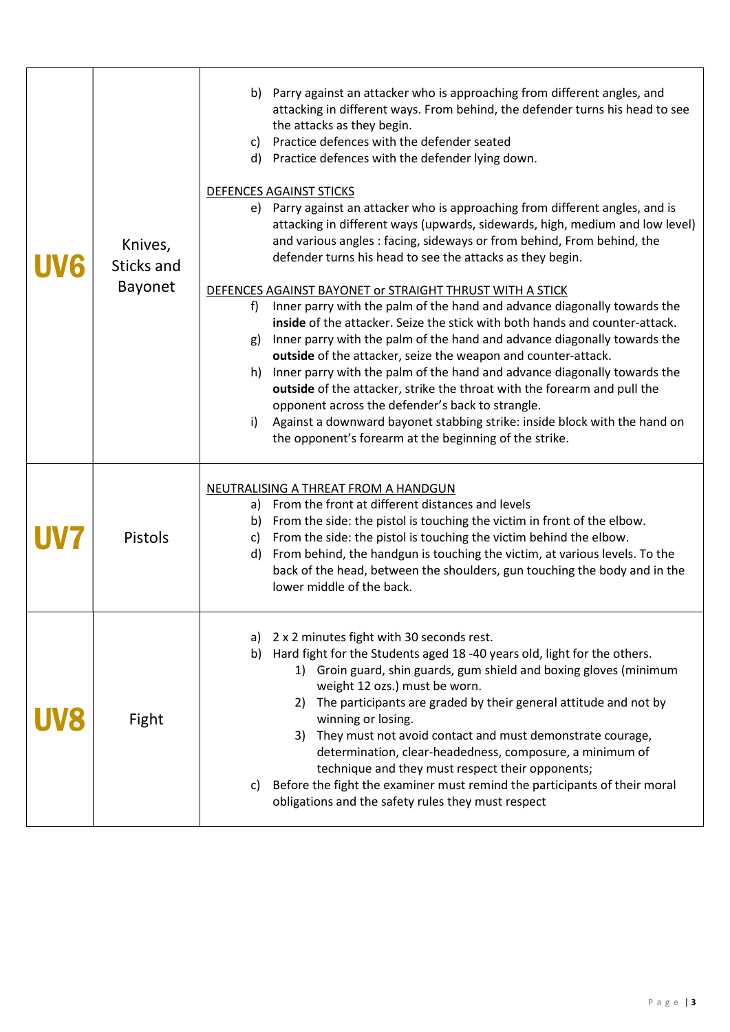| | | |
|---|---|---|
| **UV6** | Knives, Sticks and Bayonet | b) Parry against an attacker who is approaching from different angles, and attacking in different ways. From behind, the defender turns his head to see the attacks as they begin.<br>c) Practice defences with the defender seated<br>d) Practice defences with the defender lying down.<br><br><u>DEFENCES AGAINST STICKS</u><br>e) Parry against an attacker who is approaching from different angles, and is attacking in different ways (upwards, sidewards, high, medium and low level) and various angles : facing, sideways or from behind, From behind, the defender turns his head to see the attacks as they begin.<br><br><u>DEFENCES AGAINST BAYONET or STRAIGHT THRUST WITH A STICK</u><br>f) Inner parry with the palm of the hand and advance diagonally towards the **inside** of the attacker. Seize the stick with both hands and counter-attack.<br>g) Inner parry with the palm of the hand and advance diagonally towards the **outside** of the attacker, seize the weapon and counter-attack.<br>h) Inner parry with the palm of the hand and advance diagonally towards the **outside** of the attacker, strike the throat with the forearm and pull the opponent across the defender's back to strangle.<br>i) Against a downward bayonet stabbing strike: inside block with the hand on the opponent's forearm at the beginning of the strike. |
| **UV7** | Pistols | <u>NEUTRALISING A THREAT FROM A HANDGUN</u><br>a) From the front at different distances and levels<br>b) From the side: the pistol is touching the victim in front of the elbow.<br>c) From the side: the pistol is touching the victim behind the elbow.<br>d) From behind, the handgun is touching the victim, at various levels. To the back of the head, between the shoulders, gun touching the body and in the lower middle of the back. |
| **UV8** | Fight | a) 2 x 2 minutes fight with 30 seconds rest.<br>b) Hard fight for the Students aged 18 -40 years old, light for the others.<br>&nbsp;&nbsp;&nbsp;&nbsp;1) Groin guard, shin guards, gum shield and boxing gloves (minimum weight 12 ozs.) must be worn.<br>&nbsp;&nbsp;&nbsp;&nbsp;2) The participants are graded by their general attitude and not by winning or losing.<br>&nbsp;&nbsp;&nbsp;&nbsp;3) They must not avoid contact and must demonstrate courage, determination, clear-headedness, composure, a minimum of technique and they must respect their opponents;<br>c) Before the fight the examiner must remind the participants of their moral obligations and the safety rules they must respect |